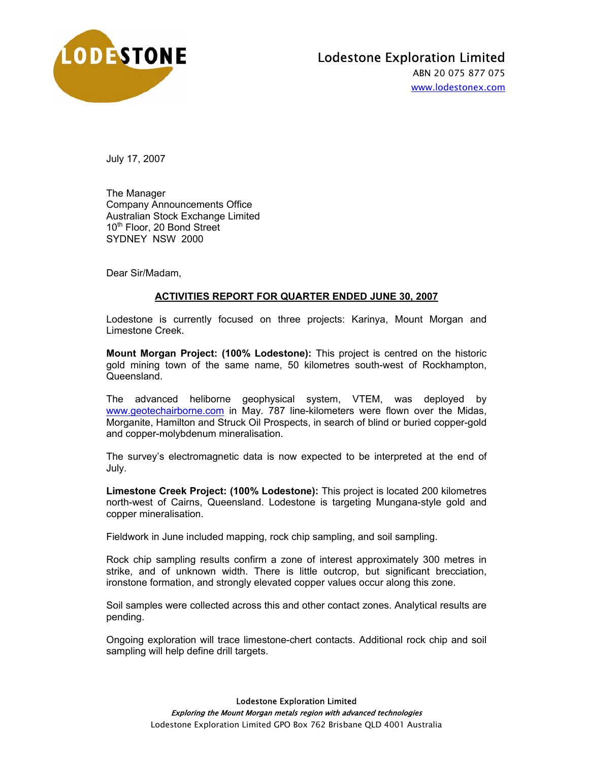# Lodestone Exploration Limited

ABN 20 075 877 075
www.lodestonex.com

July 17, 2007

The Manager
Company Announcements Office
Australian Stock Exchange Limited
10th Floor, 20 Bond Street
SYDNEY NSW 2000

Dear Sir/Madam,

## ACTIVITIES REPORT FOR QUARTER ENDED JUNE 30, 2007

Lodestone is currently focused on three projects: Karinya, Mount Morgan and Limestone Creek.

**Mount Morgan Project: (100% Lodestone):** This project is centred on the historic gold mining town of the same name, 50 kilometres south-west of Rockhampton, Queensland.

The advanced heliborne geophysical system, VTEM, was deployed by www.geotechairborne.com in May. 787 line-kilometers were flown over the Midas, Morganite, Hamilton and Struck Oil Prospects, in search of blind or buried copper-gold and copper-molybdenum mineralisation.

The survey's electromagnetic data is now expected to be interpreted at the end of July.

**Limestone Creek Project: (100% Lodestone):** This project is located 200 kilometres north-west of Cairns, Queensland. Lodestone is targeting Mungana-style gold and copper mineralisation.

Fieldwork in June included mapping, rock chip sampling, and soil sampling.

Rock chip sampling results confirm a zone of interest approximately 300 metres in strike, and of unknown width. There is little outcrop, but significant brecciation, ironstone formation, and strongly elevated copper values occur along this zone.

Soil samples were collected across this and other contact zones. Analytical results are pending.

Ongoing exploration will trace limestone-chert contacts. Additional rock chip and soil sampling will help define drill targets.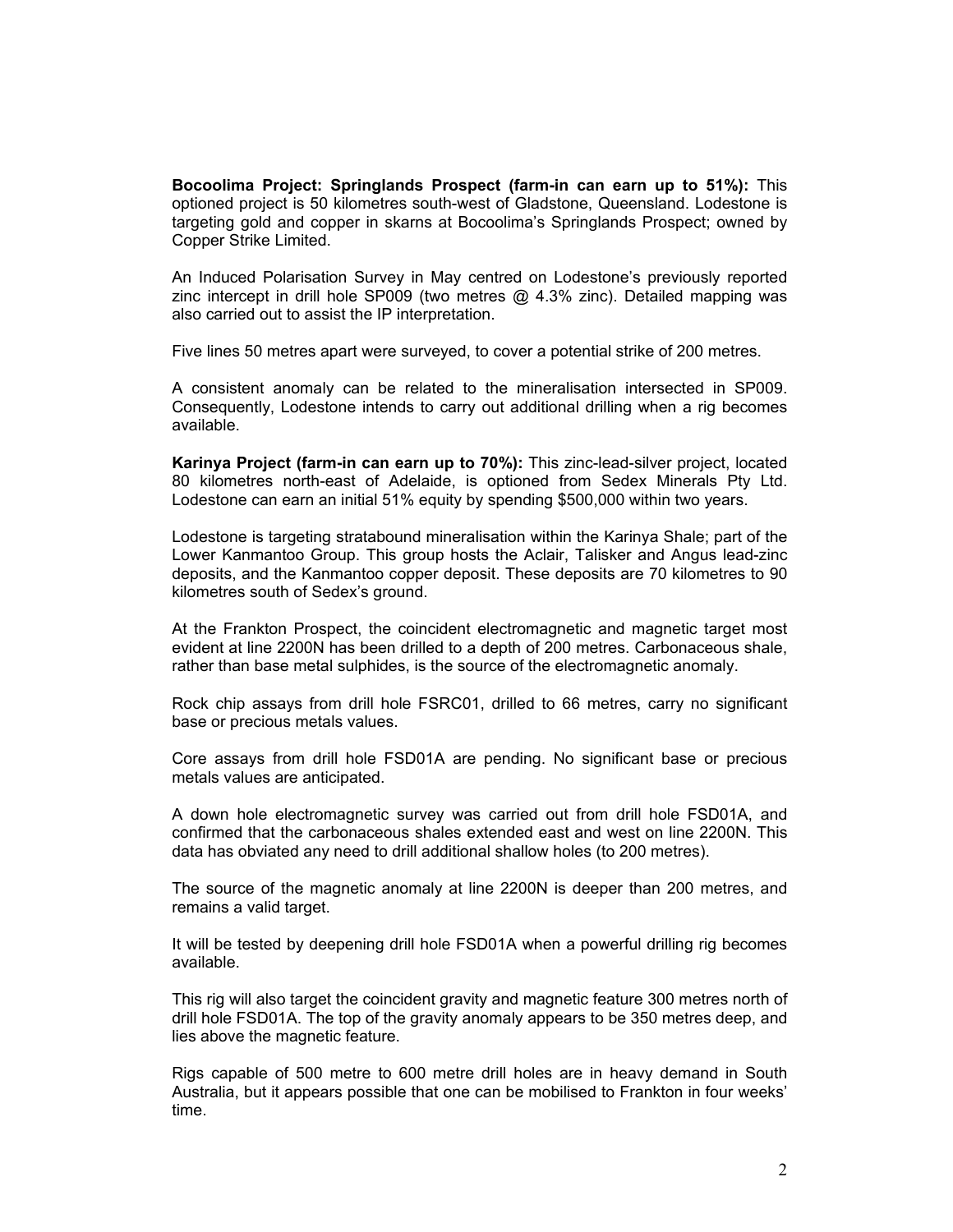**Bocoolima Project: Springlands Prospect (farm-in can earn up to 51%):** This optioned project is 50 kilometres south-west of Gladstone, Queensland. Lodestone is targeting gold and copper in skarns at Bocoolima's Springlands Prospect; owned by Copper Strike Limited.

An Induced Polarisation Survey in May centred on Lodestone's previously reported zinc intercept in drill hole SP009 (two metres @ 4.3% zinc). Detailed mapping was also carried out to assist the IP interpretation.

Five lines 50 metres apart were surveyed, to cover a potential strike of 200 metres.

A consistent anomaly can be related to the mineralisation intersected in SP009. Consequently, Lodestone intends to carry out additional drilling when a rig becomes available.

**Karinya Project (farm-in can earn up to 70%):** This zinc-lead-silver project, located 80 kilometres north-east of Adelaide, is optioned from Sedex Minerals Pty Ltd. Lodestone can earn an initial 51% equity by spending $500,000 within two years.

Lodestone is targeting stratabound mineralisation within the Karinya Shale; part of the Lower Kanmantoo Group. This group hosts the Aclair, Talisker and Angus lead-zinc deposits, and the Kanmantoo copper deposit. These deposits are 70 kilometres to 90 kilometres south of Sedex's ground.

At the Frankton Prospect, the coincident electromagnetic and magnetic target most evident at line 2200N has been drilled to a depth of 200 metres. Carbonaceous shale, rather than base metal sulphides, is the source of the electromagnetic anomaly.

Rock chip assays from drill hole FSRC01, drilled to 66 metres, carry no significant base or precious metals values.

Core assays from drill hole FSD01A are pending. No significant base or precious metals values are anticipated.

A down hole electromagnetic survey was carried out from drill hole FSD01A, and confirmed that the carbonaceous shales extended east and west on line 2200N. This data has obviated any need to drill additional shallow holes (to 200 metres).

The source of the magnetic anomaly at line 2200N is deeper than 200 metres, and remains a valid target.

It will be tested by deepening drill hole FSD01A when a powerful drilling rig becomes available.

This rig will also target the coincident gravity and magnetic feature 300 metres north of drill hole FSD01A. The top of the gravity anomaly appears to be 350 metres deep, and lies above the magnetic feature.

Rigs capable of 500 metre to 600 metre drill holes are in heavy demand in South Australia, but it appears possible that one can be mobilised to Frankton in four weeks' time.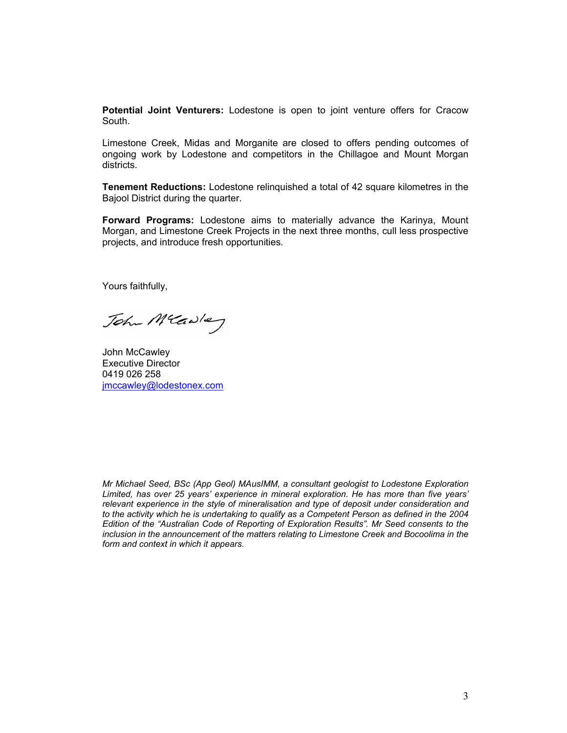**Potential Joint Venturers:** Lodestone is open to joint venture offers for Cracow South.

Limestone Creek, Midas and Morganite are closed to offers pending outcomes of ongoing work by Lodestone and competitors in the Chillagoe and Mount Morgan districts.

**Tenement Reductions:** Lodestone relinquished a total of 42 square kilometres in the Bajool District during the quarter.

**Forward Programs:** Lodestone aims to materially advance the Karinya, Mount Morgan, and Limestone Creek Projects in the next three months, cull less prospective projects, and introduce fresh opportunities.

Yours faithfully,

John McCawley
Executive Director
0419 026 258
jmccawley@lodestonex.com

*Mr Michael Seed, BSc (App Geol) MAusIMM, a consultant geologist to Lodestone Exploration Limited, has over 25 years' experience in mineral exploration. He has more than five years' relevant experience in the style of mineralisation and type of deposit under consideration and to the activity which he is undertaking to qualify as a Competent Person as defined in the 2004 Edition of the "Australian Code of Reporting of Exploration Results". Mr Seed consents to the inclusion in the announcement of the matters relating to Limestone Creek and Bocoolima in the form and context in which it appears.*